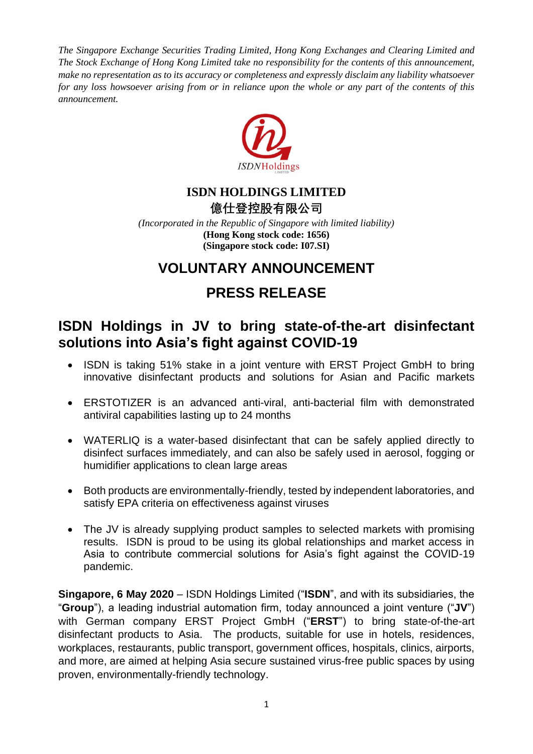*The Singapore Exchange Securities Trading Limited, Hong Kong Exchanges and Clearing Limited and The Stock Exchange of Hong Kong Limited take no responsibility for the contents of this announcement, make no representation as to its accuracy or completeness and expressly disclaim any liability whatsoever for any loss howsoever arising from or in reliance upon the whole or any part of the contents of this announcement.*

**ISDN HOLDINGS LIMITED**

**億仕登控股有限公司**

*(Incorporated in the Republic of Singapore with limited liability)*

**(Hong Kong stock code: 1656)**

**(Singapore stock code: I07.SI)**

# VOLUNTARY ANNOUNCEMENT

# PRESS RELEASE

## ISDN Holdings in JV to bring state-of-the-art disinfectant solutions into Asia's fight against COVID-19

- ISDN is taking 51% stake in a joint venture with ERST Project GmbH to bring innovative disinfectant products and solutions for Asian and Pacific markets
- ERSTOTIZER is an advanced anti-viral, anti-bacterial film with demonstrated antiviral capabilities lasting up to 24 months
- WATERLIQ is a water-based disinfectant that can be safely applied directly to disinfect surfaces immediately, and can also be safely used in aerosol, fogging or humidifier applications to clean large areas
- Both products are environmentally-friendly, tested by independent laboratories, and satisfy EPA criteria on effectiveness against viruses
- The JV is already supplying product samples to selected markets with promising results. ISDN is proud to be using its global relationships and market access in Asia to contribute commercial solutions for Asia's fight against the COVID-19 pandemic.

**Singapore, 6 May 2020** – ISDN Holdings Limited ("**ISDN**", and with its subsidiaries, the "**Group**"), a leading industrial automation firm, today announced a joint venture ("**JV**") with German company ERST Project GmbH ("**ERST**") to bring state-of-the-art disinfectant products to Asia. The products, suitable for use in hotels, residences, workplaces, restaurants, public transport, government offices, hospitals, clinics, airports, and more, are aimed at helping Asia secure sustained virus-free public spaces by using proven, environmentally-friendly technology.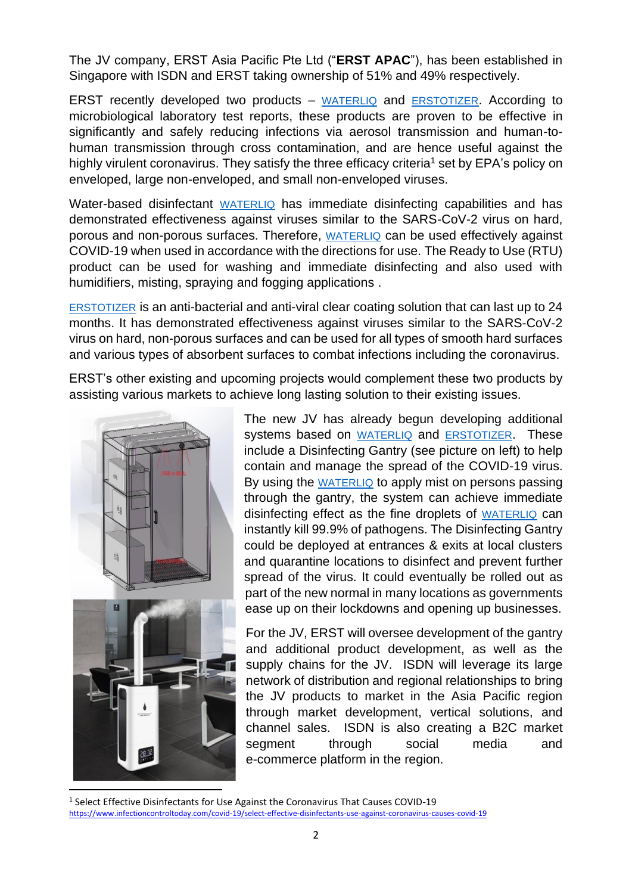The JV company, ERST Asia Pacific Pte Ltd ("**ERST APAC**"), has been established in Singapore with ISDN and ERST taking ownership of 51% and 49% respectively.

ERST recently developed two products – WATERLIQ and ERSTOTIZER. According to microbiological laboratory test reports, these products are proven to be effective in significantly and safely reducing infections via aerosol transmission and human-to-human transmission through cross contamination, and are hence useful against the highly virulent coronavirus. They satisfy the three efficacy criteria[1] set by EPA's policy on enveloped, large non-enveloped, and small non-enveloped viruses.

Water-based disinfectant WATERLIQ has immediate disinfecting capabilities and has demonstrated effectiveness against viruses similar to the SARS-CoV-2 virus on hard, porous and non-porous surfaces. Therefore, WATERLIQ can be used effectively against COVID-19 when used in accordance with the directions for use. The Ready to Use (RTU) product can be used for washing and immediate disinfecting and also used with humidifiers, misting, spraying and fogging applications .

ERSTOTIZER is an anti-bacterial and anti-viral clear coating solution that can last up to 24 months. It has demonstrated effectiveness against viruses similar to the SARS-CoV-2 virus on hard, non-porous surfaces and can be used for all types of smooth hard surfaces and various types of absorbent surfaces to combat infections including the coronavirus.

ERST's other existing and upcoming projects would complement these two products by assisting various markets to achieve long lasting solution to their existing issues.

The new JV has already begun developing additional systems based on WATERLIQ and ERSTOTIZER. These include a Disinfecting Gantry (see picture on left) to help contain and manage the spread of the COVID-19 virus. By using the WATERLIQ to apply mist on persons passing through the gantry, the system can achieve immediate disinfecting effect as the fine droplets of WATERLIQ can instantly kill 99.9% of pathogens. The Disinfecting Gantry could be deployed at entrances & exits at local clusters and quarantine locations to disinfect and prevent further spread of the virus. It could eventually be rolled out as part of the new normal in many locations as governments ease up on their lockdowns and opening up businesses.

For the JV, ERST will oversee development of the gantry and additional product development, as well as the supply chains for the JV. ISDN will leverage its large network of distribution and regional relationships to bring the JV products to market in the Asia Pacific region through market development, vertical solutions, and channel sales. ISDN is also creating a B2C market segment through social media and e-commerce platform in the region.

[1] Select Effective Disinfectants for Use Against the Coronavirus That Causes COVID-19 https://www.infectioncontroltoday.com/covid-19/select-effective-disinfectants-use-against-coronavirus-causes-covid-19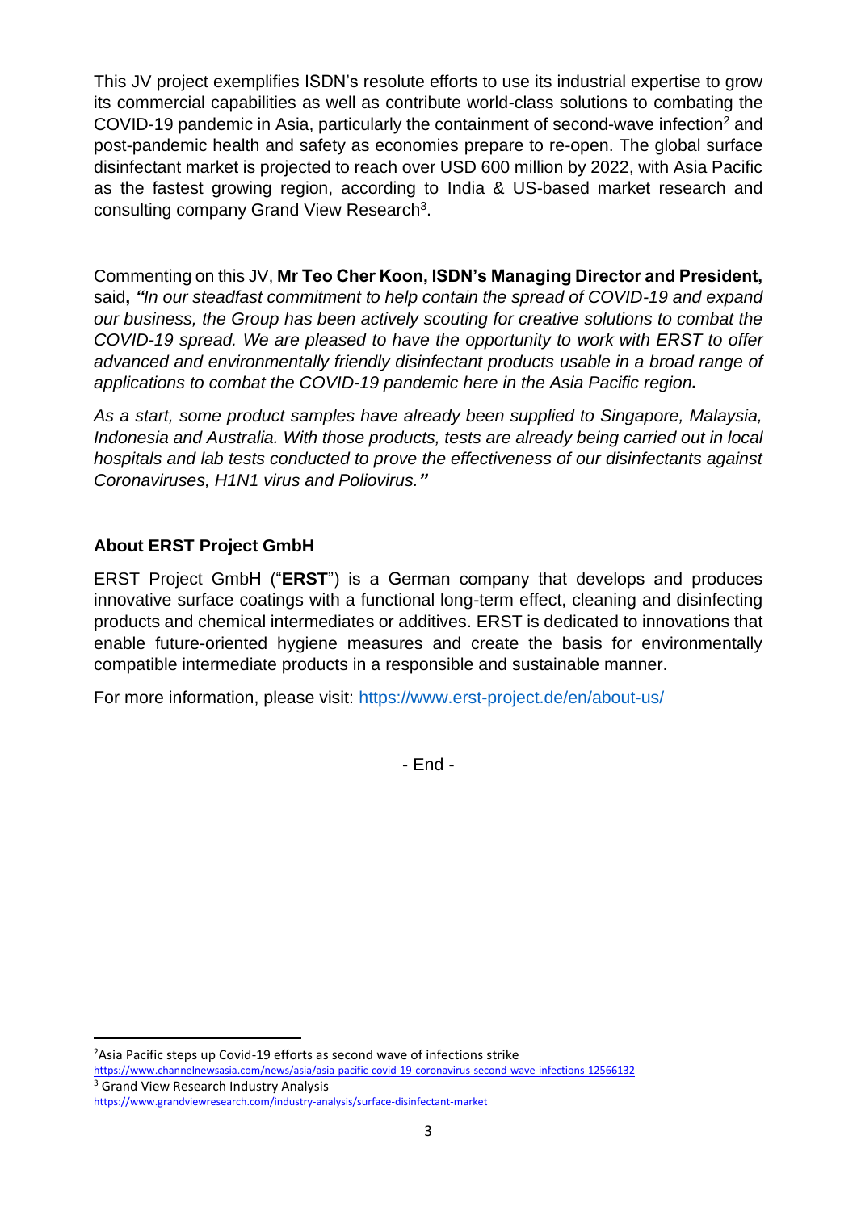This JV project exemplifies ISDN's resolute efforts to use its industrial expertise to grow its commercial capabilities as well as contribute world-class solutions to combating the COVID-19 pandemic in Asia, particularly the containment of second-wave infection[2] and post-pandemic health and safety as economies prepare to re-open. The global surface disinfectant market is projected to reach over USD 600 million by 2022, with Asia Pacific as the fastest growing region, according to India & US-based market research and consulting company Grand View Research[3].

Commenting on this JV, **Mr Teo Cher Koon, ISDN's Managing Director and President,** said**, *"*** *In our steadfast commitment to help contain the spread of COVID-19 and expand our business, the Group has been actively scouting for creative solutions to combat the COVID-19 spread. We are pleased to have the opportunity to work with ERST to offer advanced and environmentally friendly disinfectant products usable in a broad range of applications to combat the COVID-19 pandemic here in the Asia Pacific region.*

*As a start, some product samples have already been supplied to Singapore, Malaysia, Indonesia and Australia. With those products, tests are already being carried out in local hospitals and lab tests conducted to prove the effectiveness of our disinfectants against Coronaviruses, H1N1 virus and Poliovirus."*

## About ERST Project GmbH

ERST Project GmbH ("**ERST**") is a German company that develops and produces innovative surface coatings with a functional long-term effect, cleaning and disinfecting products and chemical intermediates or additives. ERST is dedicated to innovations that enable future-oriented hygiene measures and create the basis for environmentally compatible intermediate products in a responsible and sustainable manner.

For more information, please visit: https://www.erst-project.de/en/about-us/

- End -

[2] Asia Pacific steps up Covid-19 efforts as second wave of infections strike
https://www.channelnewsasia.com/news/asia/asia-pacific-covid-19-coronavirus-second-wave-infections-12566132

[3] Grand View Research Industry Analysis
https://www.grandviewresearch.com/industry-analysis/surface-disinfectant-market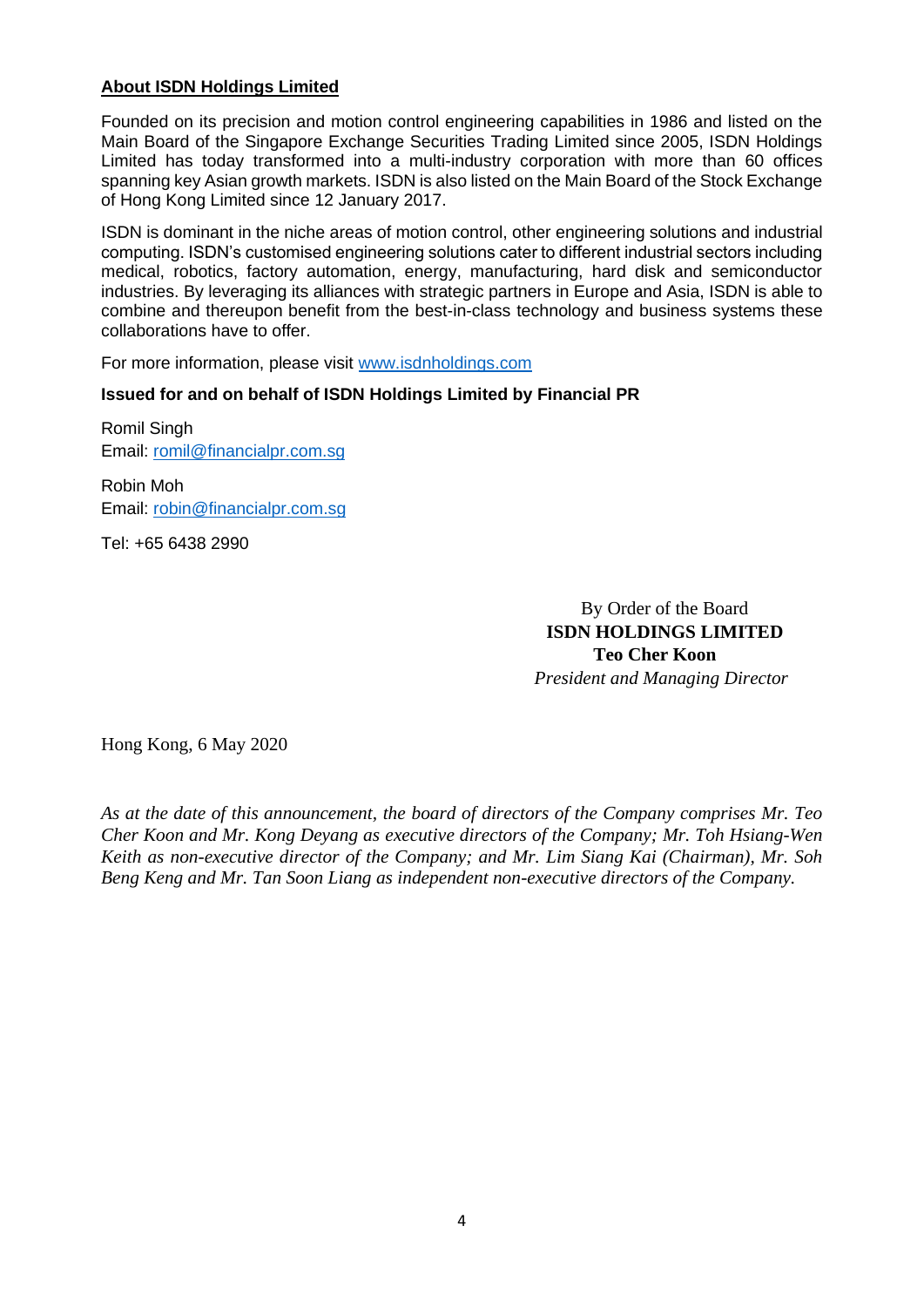**About ISDN Holdings Limited**

Founded on its precision and motion control engineering capabilities in 1986 and listed on the Main Board of the Singapore Exchange Securities Trading Limited since 2005, ISDN Holdings Limited has today transformed into a multi-industry corporation with more than 60 offices spanning key Asian growth markets. ISDN is also listed on the Main Board of the Stock Exchange of Hong Kong Limited since 12 January 2017.

ISDN is dominant in the niche areas of motion control, other engineering solutions and industrial computing. ISDN's customised engineering solutions cater to different industrial sectors including medical, robotics, factory automation, energy, manufacturing, hard disk and semiconductor industries. By leveraging its alliances with strategic partners in Europe and Asia, ISDN is able to combine and thereupon benefit from the best-in-class technology and business systems these collaborations have to offer.

For more information, please visit www.isdnholdings.com

**Issued for and on behalf of ISDN Holdings Limited by Financial PR**

Romil Singh
Email: romil@financialpr.com.sg

Robin Moh
Email: robin@financialpr.com.sg

Tel: +65 6438 2990

By Order of the Board
**ISDN HOLDINGS LIMITED**
**Teo Cher Koon**
*President and Managing Director*

Hong Kong, 6 May 2020

*As at the date of this announcement, the board of directors of the Company comprises Mr. Teo Cher Koon and Mr. Kong Deyang as executive directors of the Company; Mr. Toh Hsiang-Wen Keith as non-executive director of the Company; and Mr. Lim Siang Kai (Chairman), Mr. Soh Beng Keng and Mr. Tan Soon Liang as independent non-executive directors of the Company.*